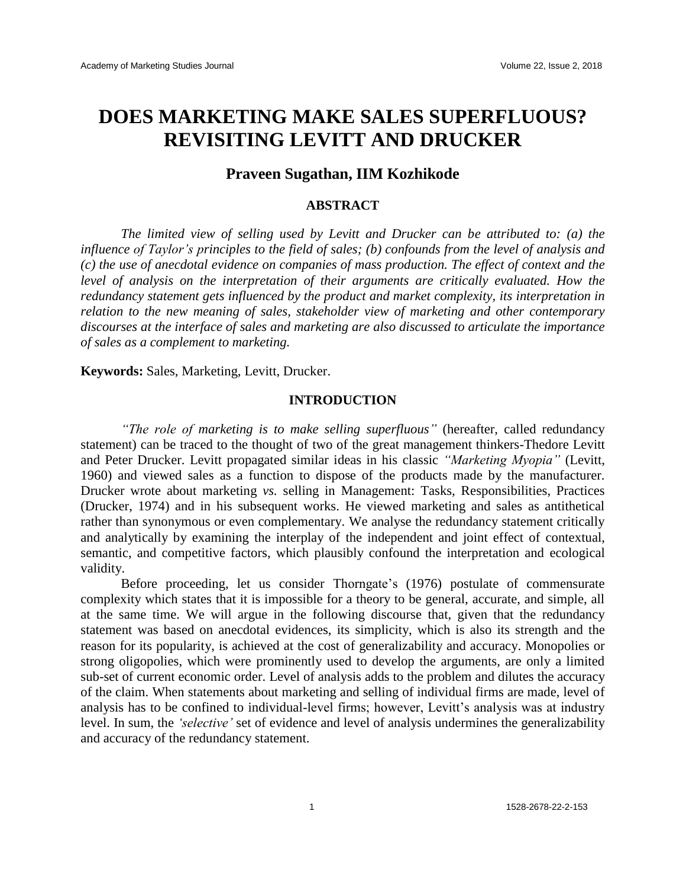# DOES MARKETING MAKE SALES SUPERFLUOUS? REVISITING LEVITT AND DRUCKER

## Praveen Sugathan, IIM Kozhikode

### ABSTRACT

*The limited view of selling used by Levitt and Drucker can be attributed to: (a) the influence of Taylor's principles to the field of sales; (b) confounds from the level of analysis and (c) the use of anecdotal evidence on companies of mass production. The effect of context and the level of analysis on the interpretation of their arguments are critically evaluated. How the redundancy statement gets influenced by the product and market complexity, its interpretation in relation to the new meaning of sales, stakeholder view of marketing and other contemporary discourses at the interface of sales and marketing are also discussed to articulate the importance of sales as a complement to marketing.*

**Keywords:** Sales, Marketing, Levitt, Drucker.

### INTRODUCTION

*"The role of marketing is to make selling superfluous"* (hereafter, called redundancy statement) can be traced to the thought of two of the great management thinkers-Thedore Levitt and Peter Drucker. Levitt propagated similar ideas in his classic *"Marketing Myopia"* (Levitt, 1960) and viewed sales as a function to dispose of the products made by the manufacturer. Drucker wrote about marketing *vs.* selling in Management: Tasks, Responsibilities, Practices (Drucker, 1974) and in his subsequent works. He viewed marketing and sales as antithetical rather than synonymous or even complementary. We analyse the redundancy statement critically and analytically by examining the interplay of the independent and joint effect of contextual, semantic, and competitive factors, which plausibly confound the interpretation and ecological validity.

Before proceeding, let us consider Thorngate's (1976) postulate of commensurate complexity which states that it is impossible for a theory to be general, accurate, and simple, all at the same time. We will argue in the following discourse that, given that the redundancy statement was based on anecdotal evidences, its simplicity, which is also its strength and the reason for its popularity, is achieved at the cost of generalizability and accuracy. Monopolies or strong oligopolies, which were prominently used to develop the arguments, are only a limited sub-set of current economic order. Level of analysis adds to the problem and dilutes the accuracy of the claim. When statements about marketing and selling of individual firms are made, level of analysis has to be confined to individual-level firms; however, Levitt's analysis was at industry level. In sum, the *'selective'* set of evidence and level of analysis undermines the generalizability and accuracy of the redundancy statement.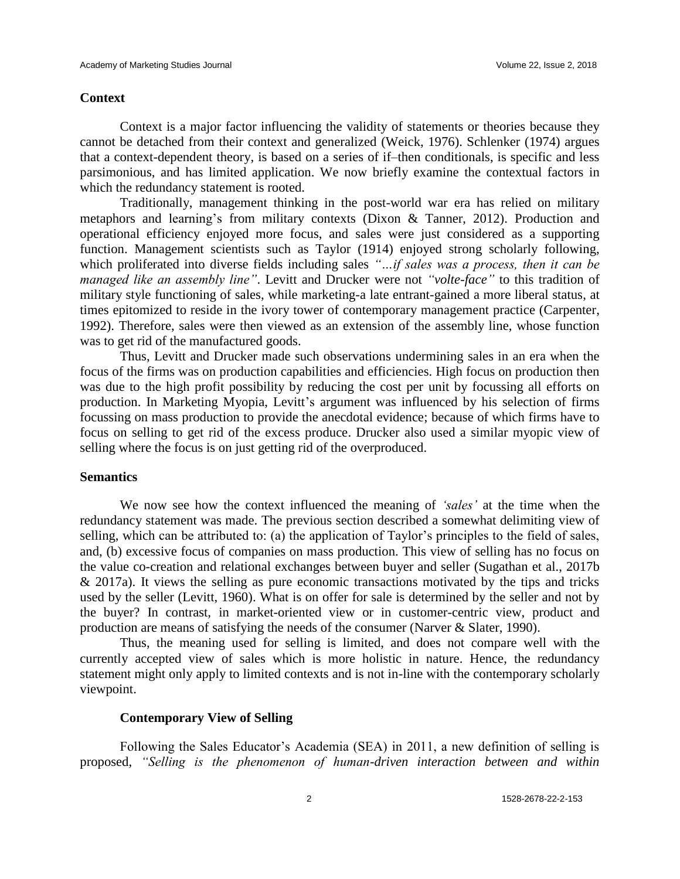### Context

Context is a major factor influencing the validity of statements or theories because they cannot be detached from their context and generalized (Weick, 1976). Schlenker (1974) argues that a context-dependent theory, is based on a series of if–then conditionals, is specific and less parsimonious, and has limited application. We now briefly examine the contextual factors in which the redundancy statement is rooted.

Traditionally, management thinking in the post-world war era has relied on military metaphors and learning's from military contexts (Dixon & Tanner, 2012). Production and operational efficiency enjoyed more focus, and sales were just considered as a supporting function. Management scientists such as Taylor (1914) enjoyed strong scholarly following, which proliferated into diverse fields including sales *"…if sales was a process, then it can be managed like an assembly line"*. Levitt and Drucker were not *"volte-face"* to this tradition of military style functioning of sales, while marketing-a late entrant-gained a more liberal status, at times epitomized to reside in the ivory tower of contemporary management practice (Carpenter, 1992). Therefore, sales were then viewed as an extension of the assembly line, whose function was to get rid of the manufactured goods.

Thus, Levitt and Drucker made such observations undermining sales in an era when the focus of the firms was on production capabilities and efficiencies. High focus on production then was due to the high profit possibility by reducing the cost per unit by focussing all efforts on production. In Marketing Myopia, Levitt's argument was influenced by his selection of firms focussing on mass production to provide the anecdotal evidence; because of which firms have to focus on selling to get rid of the excess produce. Drucker also used a similar myopic view of selling where the focus is on just getting rid of the overproduced.

### Semantics

We now see how the context influenced the meaning of *'sales'* at the time when the redundancy statement was made. The previous section described a somewhat delimiting view of selling, which can be attributed to: (a) the application of Taylor's principles to the field of sales, and, (b) excessive focus of companies on mass production. This view of selling has no focus on the value co-creation and relational exchanges between buyer and seller (Sugathan et al., 2017b & 2017a). It views the selling as pure economic transactions motivated by the tips and tricks used by the seller (Levitt, 1960). What is on offer for sale is determined by the seller and not by the buyer? In contrast, in market-oriented view or in customer-centric view, product and production are means of satisfying the needs of the consumer (Narver & Slater, 1990).

Thus, the meaning used for selling is limited, and does not compare well with the currently accepted view of sales which is more holistic in nature. Hence, the redundancy statement might only apply to limited contexts and is not in-line with the contemporary scholarly viewpoint.

#### Contemporary View of Selling

Following the Sales Educator's Academia (SEA) in 2011, a new definition of selling is proposed, *"Selling is the phenomenon of human-driven interaction between and within*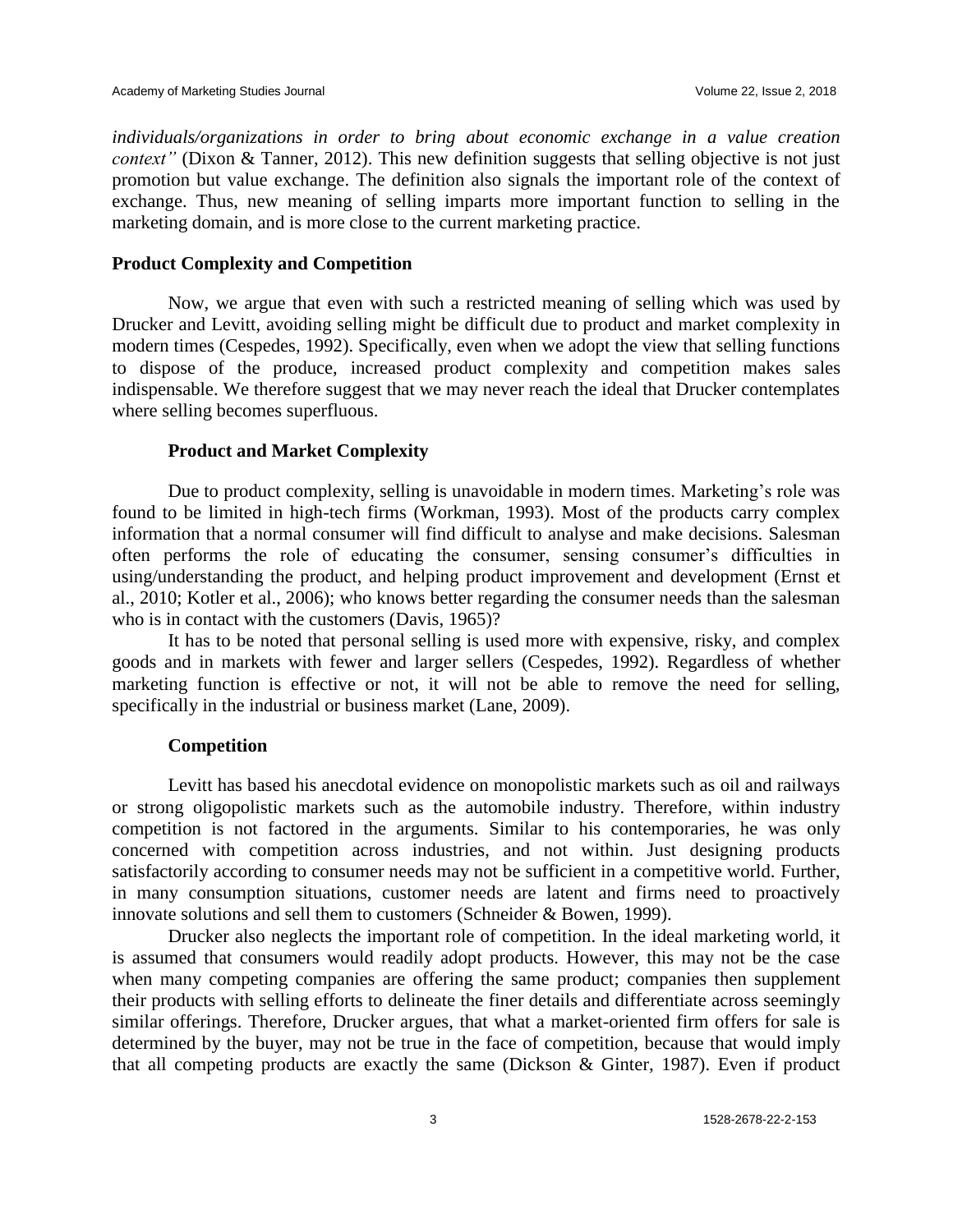*individuals/organizations in order to bring about economic exchange in a value creation context"* (Dixon & Tanner, 2012). This new definition suggests that selling objective is not just promotion but value exchange. The definition also signals the important role of the context of exchange. Thus, new meaning of selling imparts more important function to selling in the marketing domain, and is more close to the current marketing practice.

## Product Complexity and Competition

Now, we argue that even with such a restricted meaning of selling which was used by Drucker and Levitt, avoiding selling might be difficult due to product and market complexity in modern times (Cespedes, 1992). Specifically, even when we adopt the view that selling functions to dispose of the produce, increased product complexity and competition makes sales indispensable. We therefore suggest that we may never reach the ideal that Drucker contemplates where selling becomes superfluous.

### Product and Market Complexity

Due to product complexity, selling is unavoidable in modern times. Marketing's role was found to be limited in high-tech firms (Workman, 1993). Most of the products carry complex information that a normal consumer will find difficult to analyse and make decisions. Salesman often performs the role of educating the consumer, sensing consumer's difficulties in using/understanding the product, and helping product improvement and development (Ernst et al., 2010; Kotler et al., 2006); who knows better regarding the consumer needs than the salesman who is in contact with the customers (Davis, 1965)?

It has to be noted that personal selling is used more with expensive, risky, and complex goods and in markets with fewer and larger sellers (Cespedes, 1992). Regardless of whether marketing function is effective or not, it will not be able to remove the need for selling, specifically in the industrial or business market (Lane, 2009).

### Competition

Levitt has based his anecdotal evidence on monopolistic markets such as oil and railways or strong oligopolistic markets such as the automobile industry. Therefore, within industry competition is not factored in the arguments. Similar to his contemporaries, he was only concerned with competition across industries, and not within. Just designing products satisfactorily according to consumer needs may not be sufficient in a competitive world. Further, in many consumption situations, customer needs are latent and firms need to proactively innovate solutions and sell them to customers (Schneider & Bowen, 1999).

Drucker also neglects the important role of competition. In the ideal marketing world, it is assumed that consumers would readily adopt products. However, this may not be the case when many competing companies are offering the same product; companies then supplement their products with selling efforts to delineate the finer details and differentiate across seemingly similar offerings. Therefore, Drucker argues, that what a market-oriented firm offers for sale is determined by the buyer, may not be true in the face of competition, because that would imply that all competing products are exactly the same (Dickson & Ginter, 1987). Even if product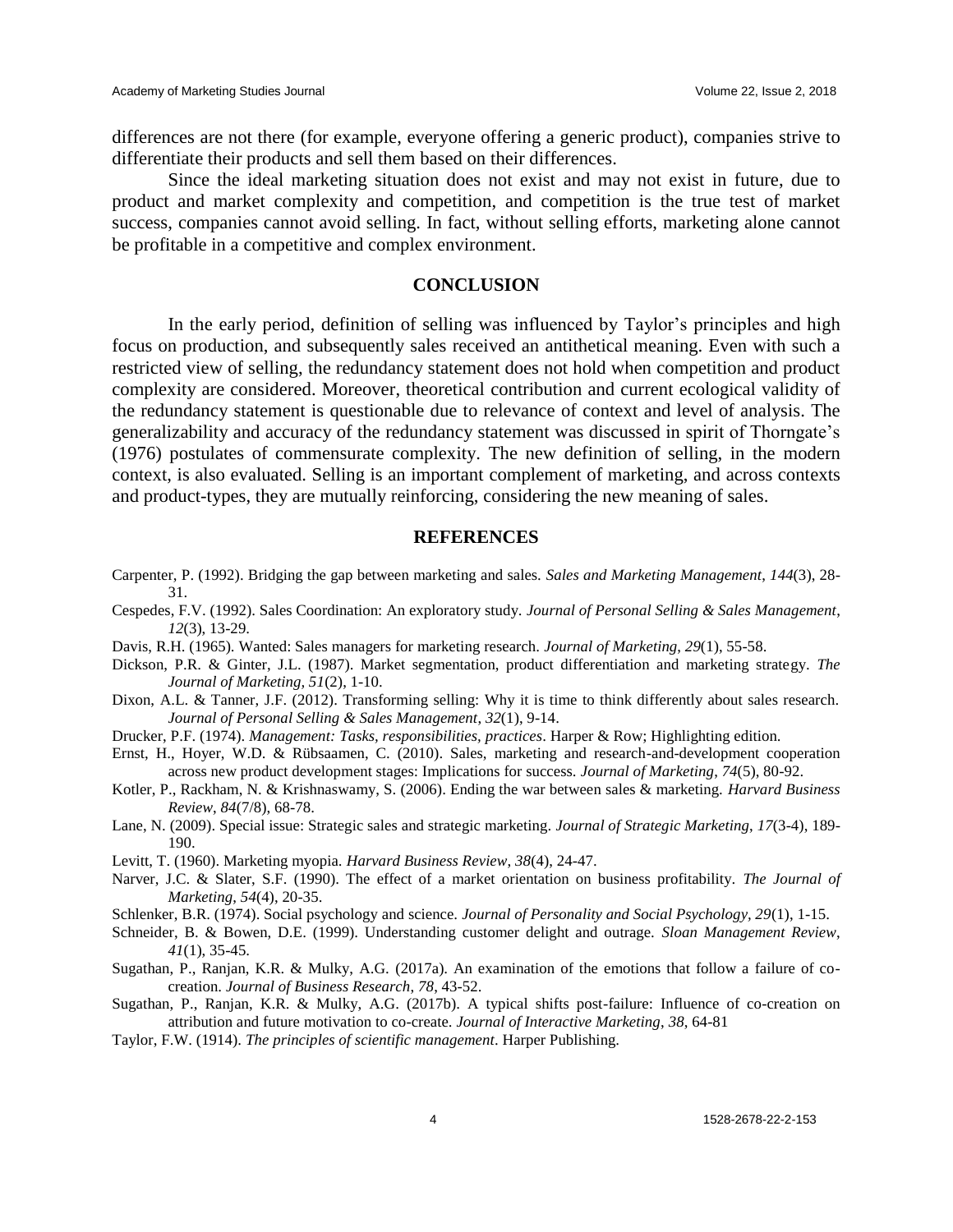differences are not there (for example, everyone offering a generic product), companies strive to differentiate their products and sell them based on their differences.

Since the ideal marketing situation does not exist and may not exist in future, due to product and market complexity and competition, and competition is the true test of market success, companies cannot avoid selling. In fact, without selling efforts, marketing alone cannot be profitable in a competitive and complex environment.

## CONCLUSION

In the early period, definition of selling was influenced by Taylor's principles and high focus on production, and subsequently sales received an antithetical meaning. Even with such a restricted view of selling, the redundancy statement does not hold when competition and product complexity are considered. Moreover, theoretical contribution and current ecological validity of the redundancy statement is questionable due to relevance of context and level of analysis. The generalizability and accuracy of the redundancy statement was discussed in spirit of Thorngate's (1976) postulates of commensurate complexity. The new definition of selling, in the modern context, is also evaluated. Selling is an important complement of marketing, and across contexts and product-types, they are mutually reinforcing, considering the new meaning of sales.

## REFERENCES

Carpenter, P. (1992). Bridging the gap between marketing and sales. *Sales and Marketing Management*, *144*(3), 28-31.

Cespedes, F.V. (1992). Sales Coordination: An exploratory study. *Journal of Personal Selling & Sales Management*, *12*(3), 13-29.

Davis, R.H. (1965). Wanted: Sales managers for marketing research. *Journal of Marketing*, *29*(1), 55-58.

Dickson, P.R. & Ginter, J.L. (1987). Market segmentation, product differentiation and marketing strategy. *The Journal of Marketing, 51*(2), 1-10.

Dixon, A.L. & Tanner, J.F. (2012). Transforming selling: Why it is time to think differently about sales research. *Journal of Personal Selling & Sales Management*, *32*(1), 9-14.

Drucker, P.F. (1974). *Management: Tasks, responsibilities, practices*. Harper & Row; Highlighting edition.

Ernst, H., Hoyer, W.D. & Rübsaamen, C. (2010). Sales, marketing and research-and-development cooperation across new product development stages: Implications for success. *Journal of Marketing*, *74*(5), 80-92.

Kotler, P., Rackham, N. & Krishnaswamy, S. (2006). Ending the war between sales & marketing. *Harvard Business Review*, *84*(7/8), 68-78.

Lane, N. (2009). Special issue: Strategic sales and strategic marketing. *Journal of Strategic Marketing*, *17*(3-4), 189-190.

Levitt, T. (1960). Marketing myopia. *Harvard Business Review*, *38*(4), 24-47.

Narver, J.C. & Slater, S.F. (1990). The effect of a market orientation on business profitability. *The Journal of Marketing*, *54*(4), 20-35.

Schlenker, B.R. (1974). Social psychology and science. *Journal of Personality and Social Psychology*, *29*(1), 1-15.

Schneider, B. & Bowen, D.E. (1999). Understanding customer delight and outrage. *Sloan Management Review*, *41*(1), 35-45.

Sugathan, P., Ranjan, K.R. & Mulky, A.G. (2017a). An examination of the emotions that follow a failure of co-creation. *Journal of Business Research*, *78*, 43-52.

Sugathan, P., Ranjan, K.R. & Mulky, A.G. (2017b). A typical shifts post-failure: Influence of co-creation on attribution and future motivation to co-create. *Journal of Interactive Marketing*, *38*, 64-81

Taylor, F.W. (1914). *The principles of scientific management*. Harper Publishing.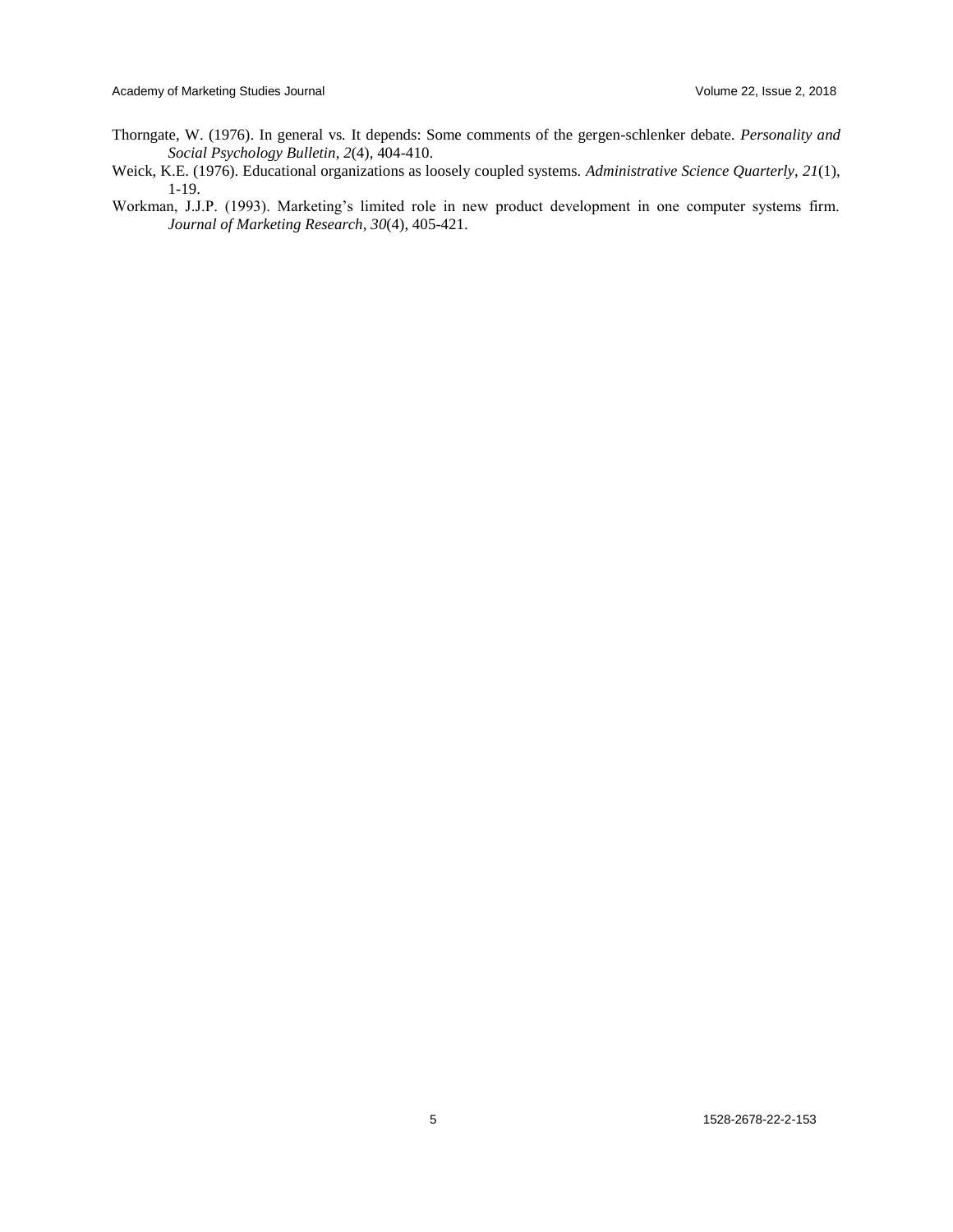Thorngate, W. (1976). In general vs. It depends: Some comments of the gergen-schlenker debate. *Personality and Social Psychology Bulletin*, *2*(4), 404-410.

Weick, K.E. (1976). Educational organizations as loosely coupled systems. *Administrative Science Quarterly*, *21*(1), 1-19.

Workman, J.J.P. (1993). Marketing's limited role in new product development in one computer systems firm. *Journal of Marketing Research*, *30*(4), 405-421.